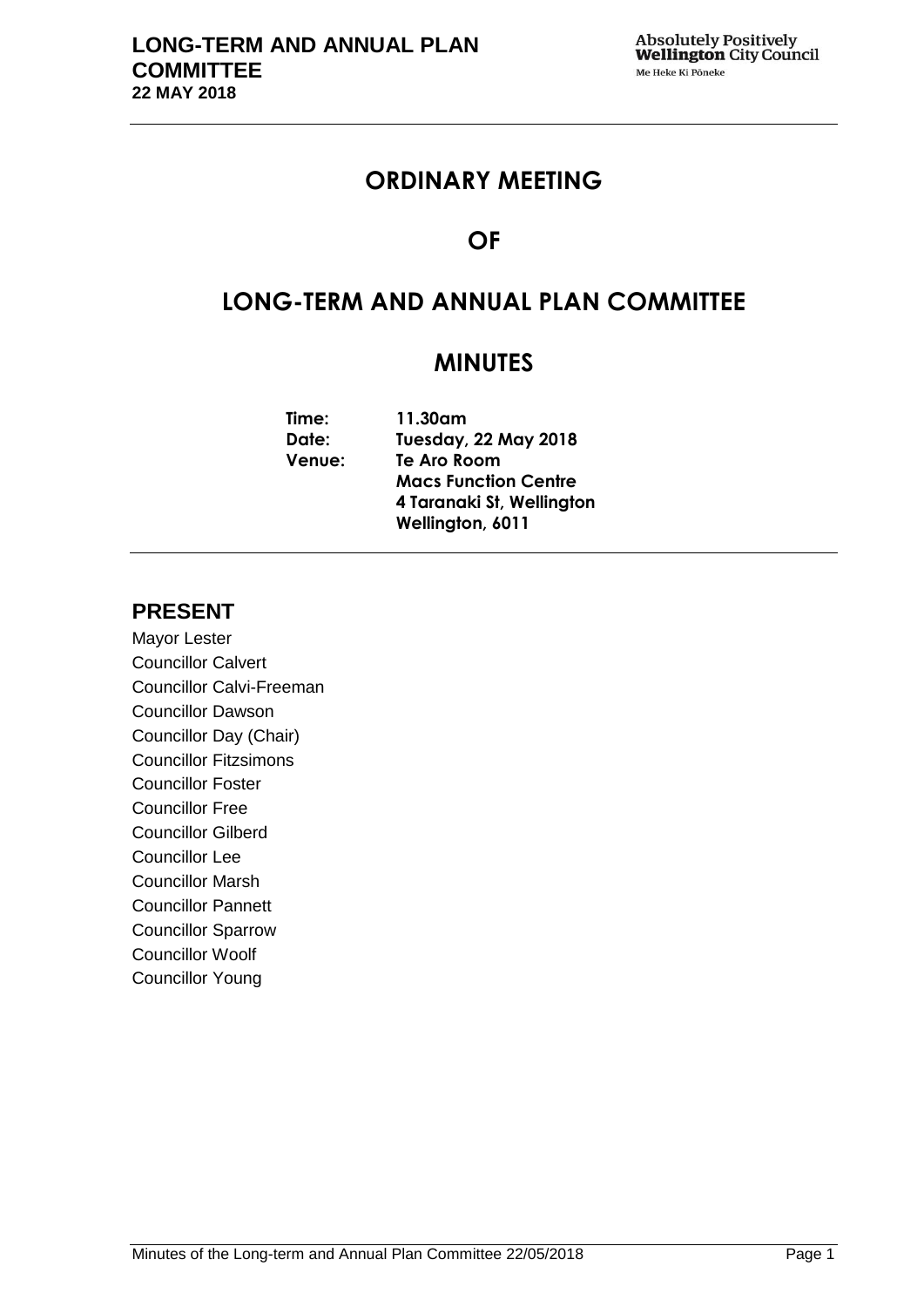# ORDINARY MEETING

# OF

# LONG-TERM AND ANNUAL PLAN COMMITTEE

# MINUTES

**Time:** 11.30am
**Date:** Tuesday, 22 May 2018
**Venue:** Te Aro Room
Macs Function Centre
4 Taranaki St, Wellington
Wellington, 6011

## PRESENT

Mayor Lester
Councillor Calvert
Councillor Calvi-Freeman
Councillor Dawson
Councillor Day (Chair)
Councillor Fitzsimons
Councillor Foster
Councillor Free
Councillor Gilberd
Councillor Lee
Councillor Marsh
Councillor Pannett
Councillor Sparrow
Councillor Woolf
Councillor Young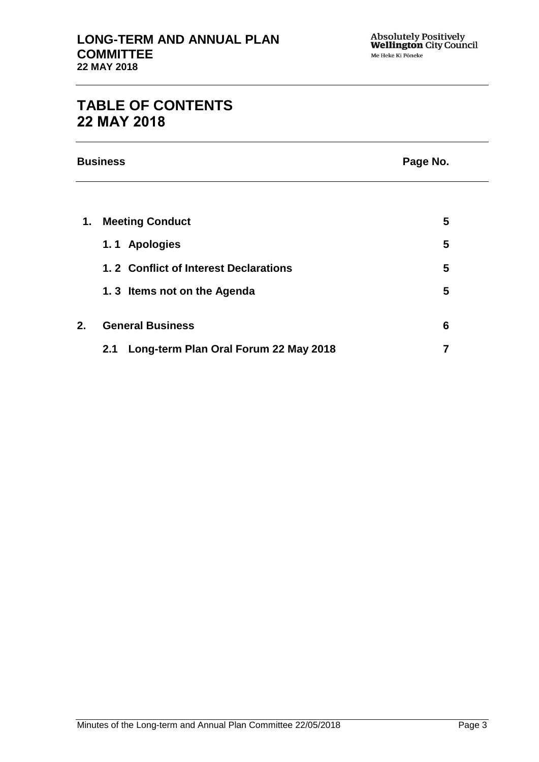# TABLE OF CONTENTS
# 22 MAY 2018

| Business | | Page No. |
| --- | --- | --- |
| **1.** | **Meeting Conduct** | **5** |
| | **1. 1 Apologies** | **5** |
| | **1. 2 Conflict of Interest Declarations** | **5** |
| | **1. 3 Items not on the Agenda** | **5** |
| **2.** | **General Business** | **6** |
| | **2.1 Long-term Plan Oral Forum 22 May 2018** | **7** |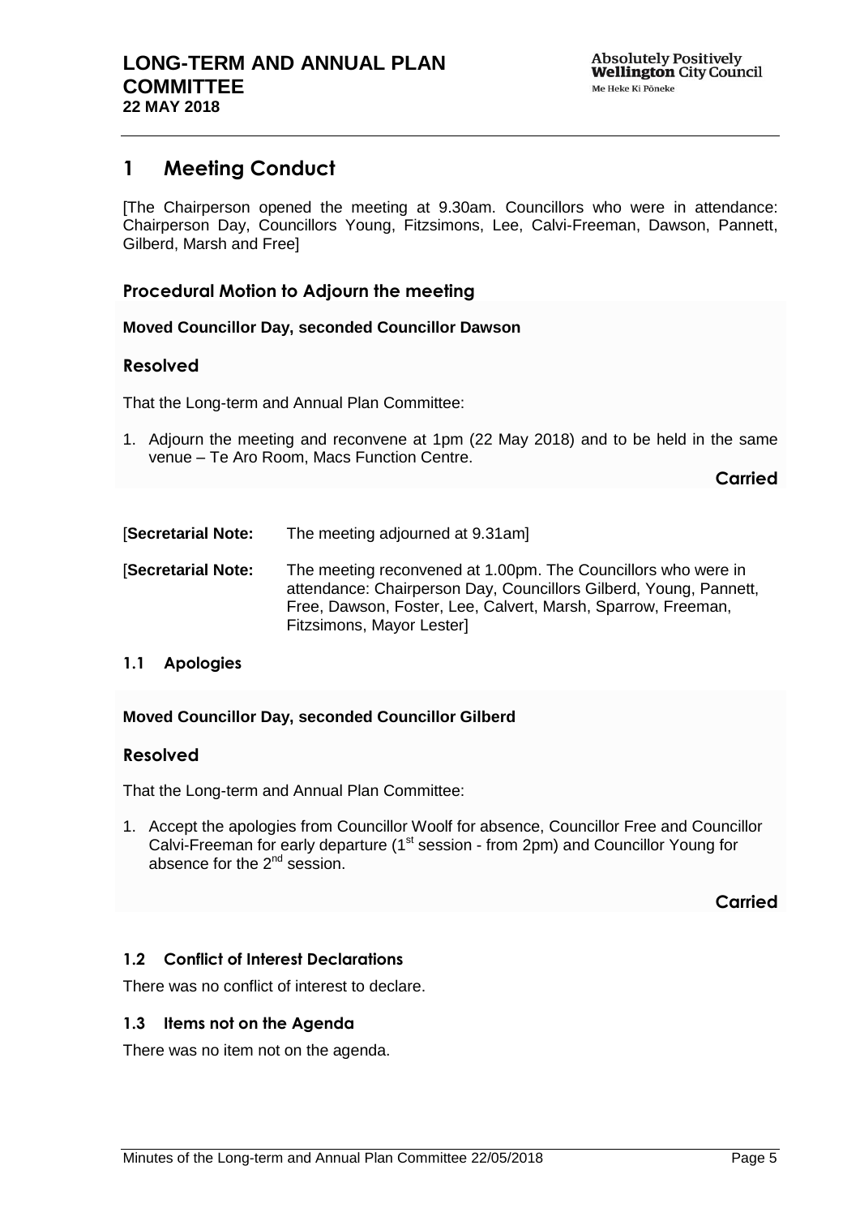# 1 Meeting Conduct

[The Chairperson opened the meeting at 9.30am. Councillors who were in attendance: Chairperson Day, Councillors Young, Fitzsimons, Lee, Calvi-Freeman, Dawson, Pannett, Gilberd, Marsh and Free]

## Procedural Motion to Adjourn the meeting

**Moved Councillor Day, seconded Councillor Dawson**

### Resolved

That the Long-term and Annual Plan Committee:

1. Adjourn the meeting and reconvene at 1pm (22 May 2018) and to be held in the same venue – Te Aro Room, Macs Function Centre.

**Carried**

[**Secretarial Note:** The meeting adjourned at 9.31am]

[**Secretarial Note:** The meeting reconvened at 1.00pm. The Councillors who were in attendance: Chairperson Day, Councillors Gilberd, Young, Pannett, Free, Dawson, Foster, Lee, Calvert, Marsh, Sparrow, Freeman, Fitzsimons, Mayor Lester]

### 1.1 Apologies

**Moved Councillor Day, seconded Councillor Gilberd**

### Resolved

That the Long-term and Annual Plan Committee:

1. Accept the apologies from Councillor Woolf for absence, Councillor Free and Councillor Calvi-Freeman for early departure (1st session - from 2pm) and Councillor Young for absence for the 2nd session.

**Carried**

### 1.2 Conflict of Interest Declarations

There was no conflict of interest to declare.

### 1.3 Items not on the Agenda

There was no item not on the agenda.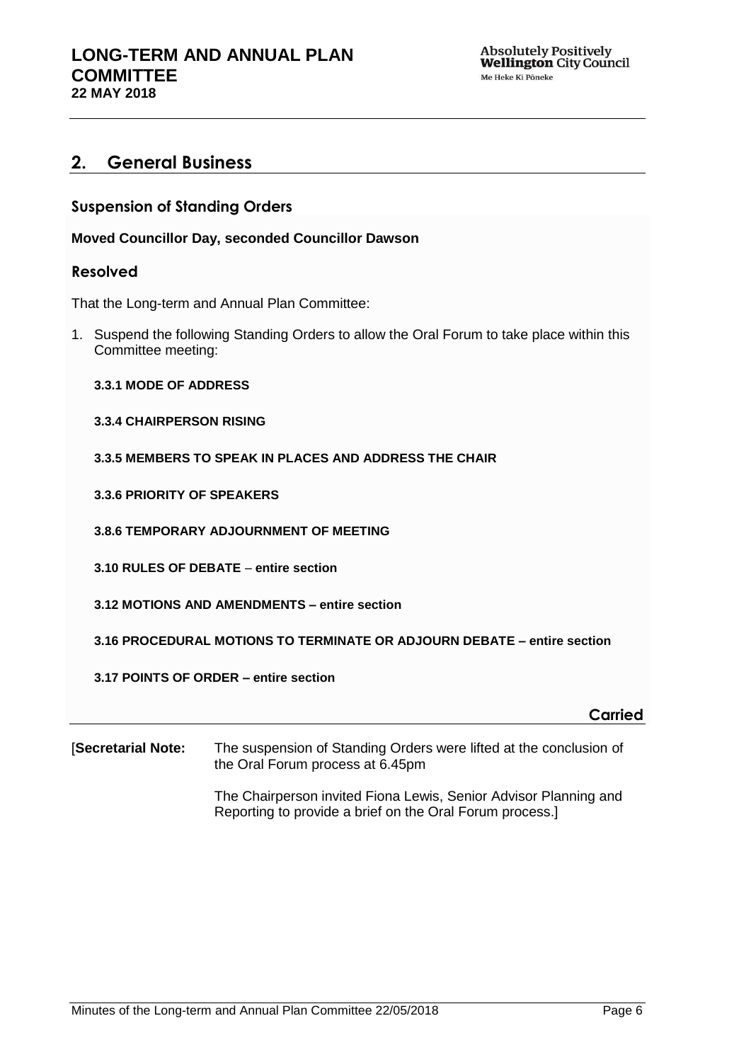## 2. General Business

### Suspension of Standing Orders

**Moved Councillor Day, seconded Councillor Dawson**

### Resolved

That the Long-term and Annual Plan Committee:

1. Suspend the following Standing Orders to allow the Oral Forum to take place within this Committee meeting:

   **3.3.1 MODE OF ADDRESS**

   **3.3.4 CHAIRPERSON RISING**

   **3.3.5 MEMBERS TO SPEAK IN PLACES AND ADDRESS THE CHAIR**

   **3.3.6 PRIORITY OF SPEAKERS**

   **3.8.6 TEMPORARY ADJOURNMENT OF MEETING**

   **3.10 RULES OF DEBATE – entire section**

   **3.12 MOTIONS AND AMENDMENTS – entire section**

   **3.16 PROCEDURAL MOTIONS TO TERMINATE OR ADJOURN DEBATE – entire section**

   **3.17 POINTS OF ORDER – entire section**

**Carried**

[**Secretarial Note:** The suspension of Standing Orders were lifted at the conclusion of the Oral Forum process at 6.45pm

The Chairperson invited Fiona Lewis, Senior Advisor Planning and Reporting to provide a brief on the Oral Forum process.]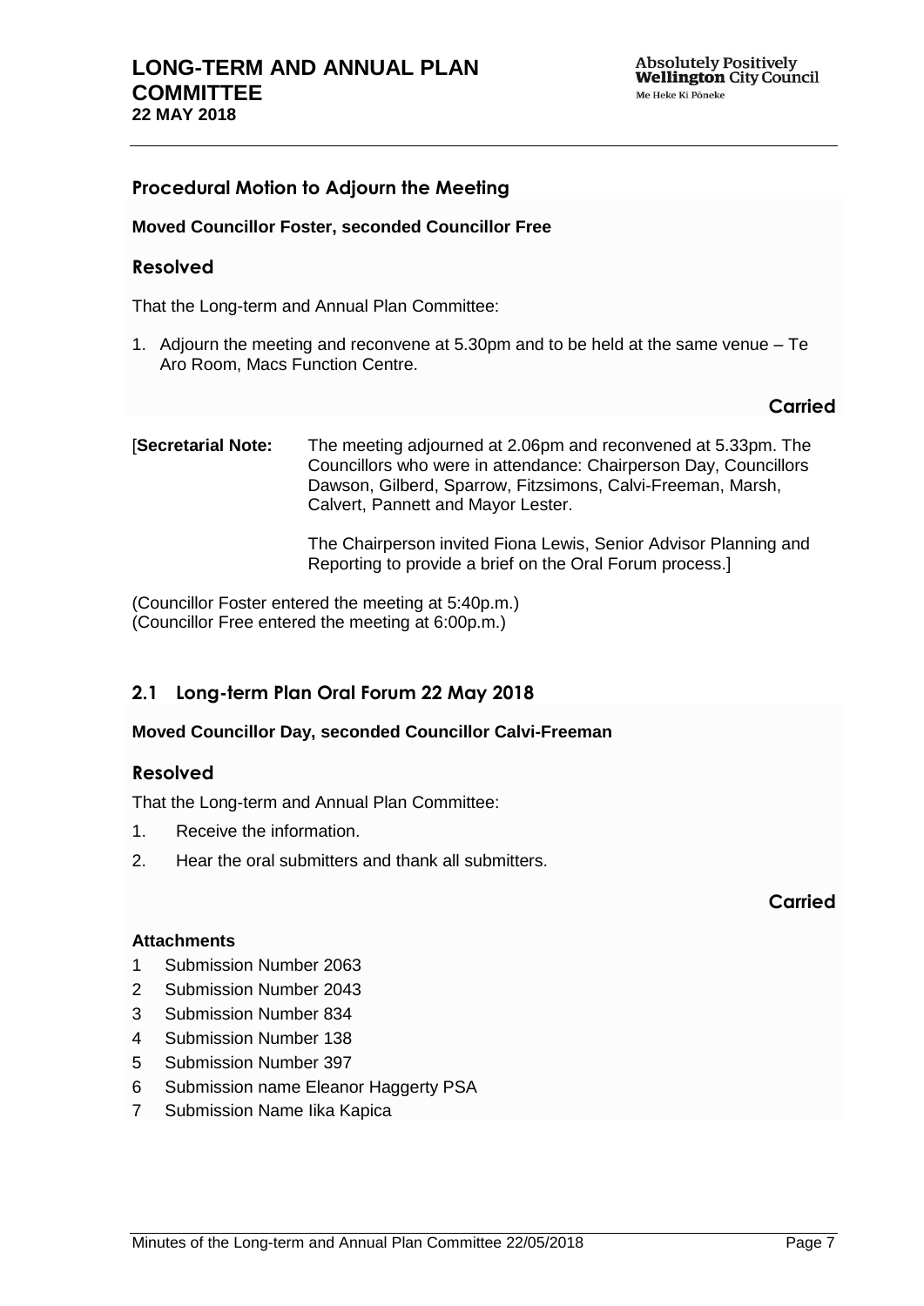## Procedural Motion to Adjourn the Meeting

**Moved Councillor Foster, seconded Councillor Free**

### Resolved

That the Long-term and Annual Plan Committee:

1. Adjourn the meeting and reconvene at 5.30pm and to be held at the same venue – Te Aro Room, Macs Function Centre.

**Carried**

[**Secretarial Note:** The meeting adjourned at 2.06pm and reconvened at 5.33pm. The Councillors who were in attendance: Chairperson Day, Councillors Dawson, Gilberd, Sparrow, Fitzsimons, Calvi-Freeman, Marsh, Calvert, Pannett and Mayor Lester.

The Chairperson invited Fiona Lewis, Senior Advisor Planning and Reporting to provide a brief on the Oral Forum process.]

(Councillor Foster entered the meeting at 5:40p.m.)
(Councillor Free entered the meeting at 6:00p.m.)

## 2.1 Long-term Plan Oral Forum 22 May 2018

**Moved Councillor Day, seconded Councillor Calvi-Freeman**

### Resolved

That the Long-term and Annual Plan Committee:

1. Receive the information.
2. Hear the oral submitters and thank all submitters.

**Carried**

**Attachments**

1 Submission Number 2063
2 Submission Number 2043
3 Submission Number 834
4 Submission Number 138
5 Submission Number 397
6 Submission name Eleanor Haggerty PSA
7 Submission Name Iika Kapica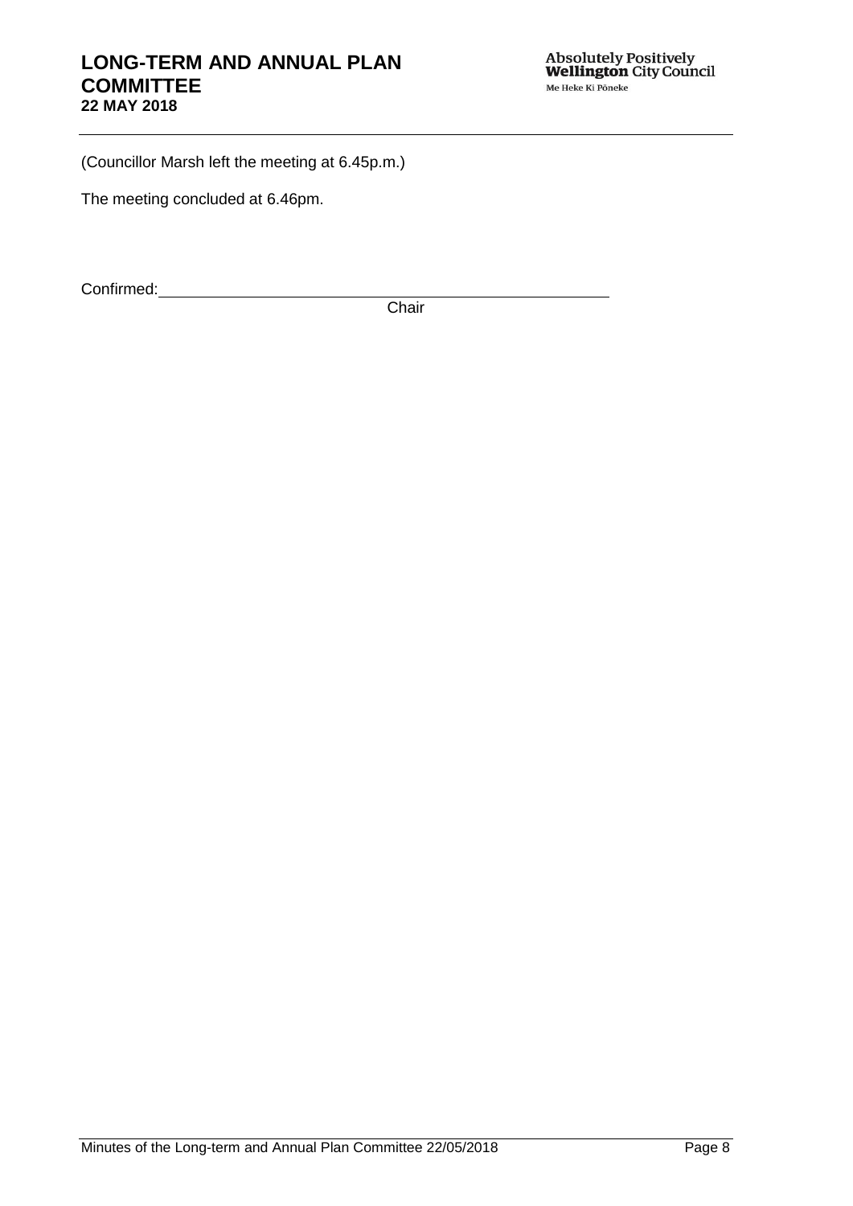(Councillor Marsh left the meeting at 6.45p.m.)

The meeting concluded at 6.46pm.

Confirmed: \_\_\_\_\_\_\_\_\_\_\_\_\_\_\_\_\_\_\_\_\_\_\_\_\_\_\_\_\_\_\_\_\_\_\_\_\_\_\_\_

Chair